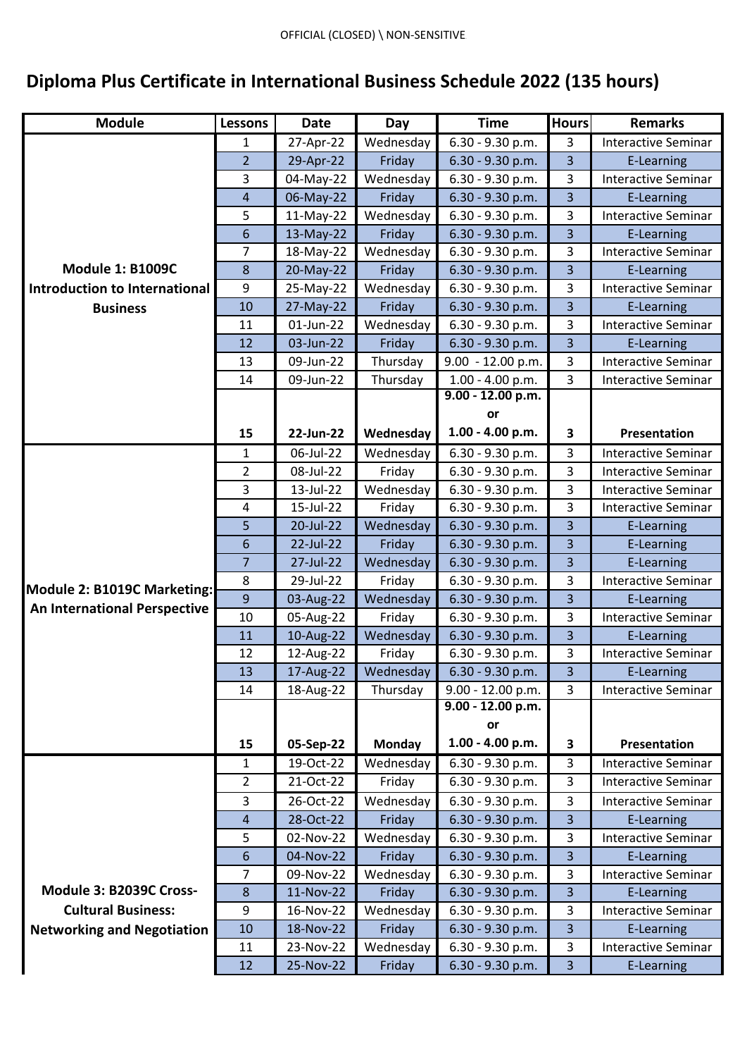OFFICIAL (CLOSED) \ NON-SENSITIVE

# Diploma Plus Certificate in International Business Schedule 2022 (135 hours)

| Module | Lessons | Date | Day | Time | Hours | Remarks |
|---|---|---|---|---|---|---|
| **Module 1: B1009C Introduction to International Business** | 1 | 27-Apr-22 | Wednesday | 6.30 - 9.30 p.m. | 3 | Interactive Seminar |
| | 2 | 29-Apr-22 | Friday | 6.30 - 9.30 p.m. | 3 | E-Learning |
| | 3 | 04-May-22 | Wednesday | 6.30 - 9.30 p.m. | 3 | Interactive Seminar |
| | 4 | 06-May-22 | Friday | 6.30 - 9.30 p.m. | 3 | E-Learning |
| | 5 | 11-May-22 | Wednesday | 6.30 - 9.30 p.m. | 3 | Interactive Seminar |
| | 6 | 13-May-22 | Friday | 6.30 - 9.30 p.m. | 3 | E-Learning |
| | 7 | 18-May-22 | Wednesday | 6.30 - 9.30 p.m. | 3 | Interactive Seminar |
| | 8 | 20-May-22 | Friday | 6.30 - 9.30 p.m. | 3 | E-Learning |
| | 9 | 25-May-22 | Wednesday | 6.30 - 9.30 p.m. | 3 | Interactive Seminar |
| | 10 | 27-May-22 | Friday | 6.30 - 9.30 p.m. | 3 | E-Learning |
| | 11 | 01-Jun-22 | Wednesday | 6.30 - 9.30 p.m. | 3 | Interactive Seminar |
| | 12 | 03-Jun-22 | Friday | 6.30 - 9.30 p.m. | 3 | E-Learning |
| | 13 | 09-Jun-22 | Thursday | 9.00 - 12.00 p.m. | 3 | Interactive Seminar |
| | 14 | 09-Jun-22 | Thursday | 1.00 - 4.00 p.m. | 3 | Interactive Seminar |
| | **15** | **22-Jun-22** | **Wednesday** | **9.00 - 12.00 p.m. or 1.00 - 4.00 p.m.** | **3** | **Presentation** |
| **Module 2: B1019C Marketing: An International Perspective** | 1 | 06-Jul-22 | Wednesday | 6.30 - 9.30 p.m. | 3 | Interactive Seminar |
| | 2 | 08-Jul-22 | Friday | 6.30 - 9.30 p.m. | 3 | Interactive Seminar |
| | 3 | 13-Jul-22 | Wednesday | 6.30 - 9.30 p.m. | 3 | Interactive Seminar |
| | 4 | 15-Jul-22 | Friday | 6.30 - 9.30 p.m. | 3 | Interactive Seminar |
| | 5 | 20-Jul-22 | Wednesday | 6.30 - 9.30 p.m. | 3 | E-Learning |
| | 6 | 22-Jul-22 | Friday | 6.30 - 9.30 p.m. | 3 | E-Learning |
| | 7 | 27-Jul-22 | Wednesday | 6.30 - 9.30 p.m. | 3 | E-Learning |
| | 8 | 29-Jul-22 | Friday | 6.30 - 9.30 p.m. | 3 | Interactive Seminar |
| | 9 | 03-Aug-22 | Wednesday | 6.30 - 9.30 p.m. | 3 | E-Learning |
| | 10 | 05-Aug-22 | Friday | 6.30 - 9.30 p.m. | 3 | Interactive Seminar |
| | 11 | 10-Aug-22 | Wednesday | 6.30 - 9.30 p.m. | 3 | E-Learning |
| | 12 | 12-Aug-22 | Friday | 6.30 - 9.30 p.m. | 3 | Interactive Seminar |
| | 13 | 17-Aug-22 | Wednesday | 6.30 - 9.30 p.m. | 3 | E-Learning |
| | 14 | 18-Aug-22 | Thursday | 9.00 - 12.00 p.m. | 3 | Interactive Seminar |
| | **15** | **05-Sep-22** | **Monday** | **9.00 - 12.00 p.m. or 1.00 - 4.00 p.m.** | **3** | **Presentation** |
| **Module 3: B2039C Cross-Cultural Business: Networking and Negotiation** | 1 | 19-Oct-22 | Wednesday | 6.30 - 9.30 p.m. | 3 | Interactive Seminar |
| | 2 | 21-Oct-22 | Friday | 6.30 - 9.30 p.m. | 3 | Interactive Seminar |
| | 3 | 26-Oct-22 | Wednesday | 6.30 - 9.30 p.m. | 3 | Interactive Seminar |
| | 4 | 28-Oct-22 | Friday | 6.30 - 9.30 p.m. | 3 | E-Learning |
| | 5 | 02-Nov-22 | Wednesday | 6.30 - 9.30 p.m. | 3 | Interactive Seminar |
| | 6 | 04-Nov-22 | Friday | 6.30 - 9.30 p.m. | 3 | E-Learning |
| | 7 | 09-Nov-22 | Wednesday | 6.30 - 9.30 p.m. | 3 | Interactive Seminar |
| | 8 | 11-Nov-22 | Friday | 6.30 - 9.30 p.m. | 3 | E-Learning |
| | 9 | 16-Nov-22 | Wednesday | 6.30 - 9.30 p.m. | 3 | Interactive Seminar |
| | 10 | 18-Nov-22 | Friday | 6.30 - 9.30 p.m. | 3 | E-Learning |
| | 11 | 23-Nov-22 | Wednesday | 6.30 - 9.30 p.m. | 3 | Interactive Seminar |
| | 12 | 25-Nov-22 | Friday | 6.30 - 9.30 p.m. | 3 | E-Learning |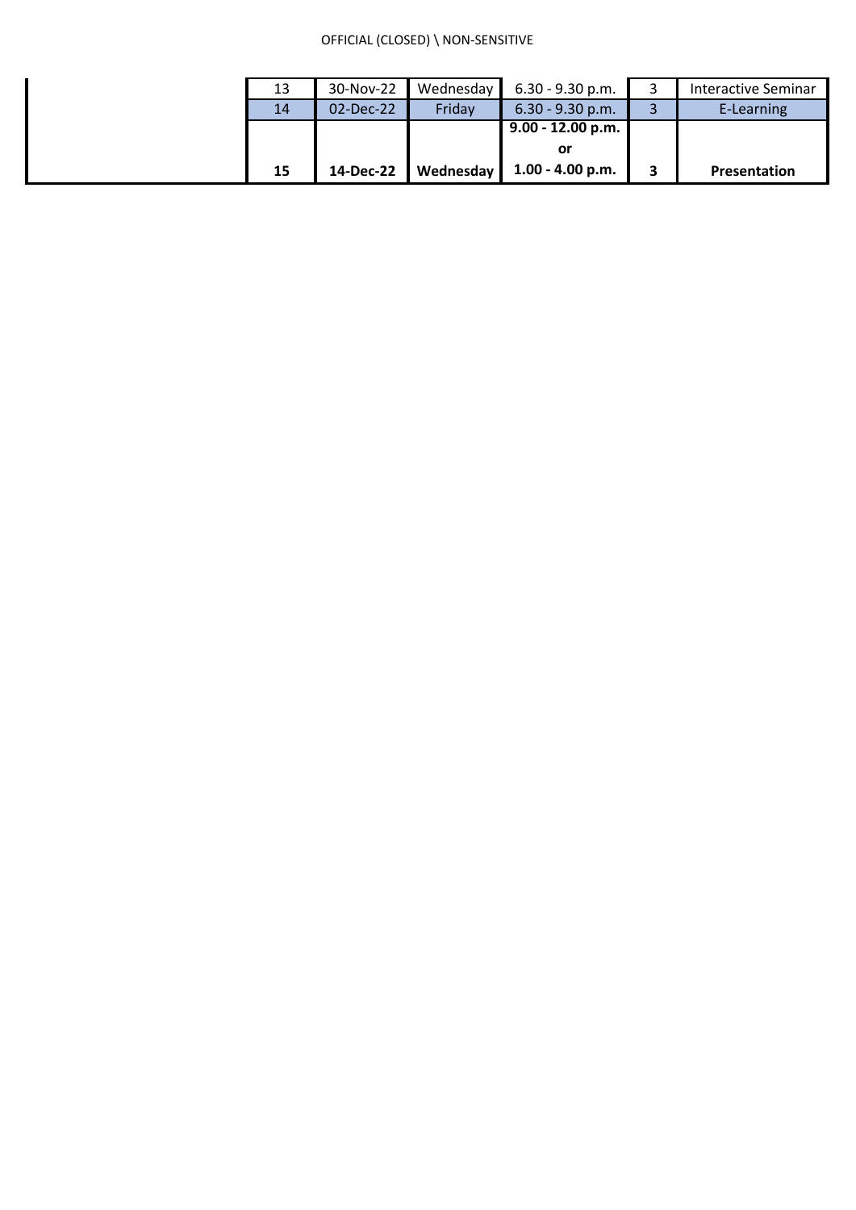| | | | | | | |
|---|---|---|---|---|---|---|
| | 13 | 30-Nov-22 | Wednesday | 6.30 - 9.30 p.m. | 3 | Interactive Seminar |
| | 14 | 02-Dec-22 | Friday | 6.30 - 9.30 p.m. | 3 | E-Learning |
| | **15** | **14-Dec-22** | **Wednesday** | **9.00 - 12.00 p.m. or 1.00 - 4.00 p.m.** | **3** | **Presentation** |